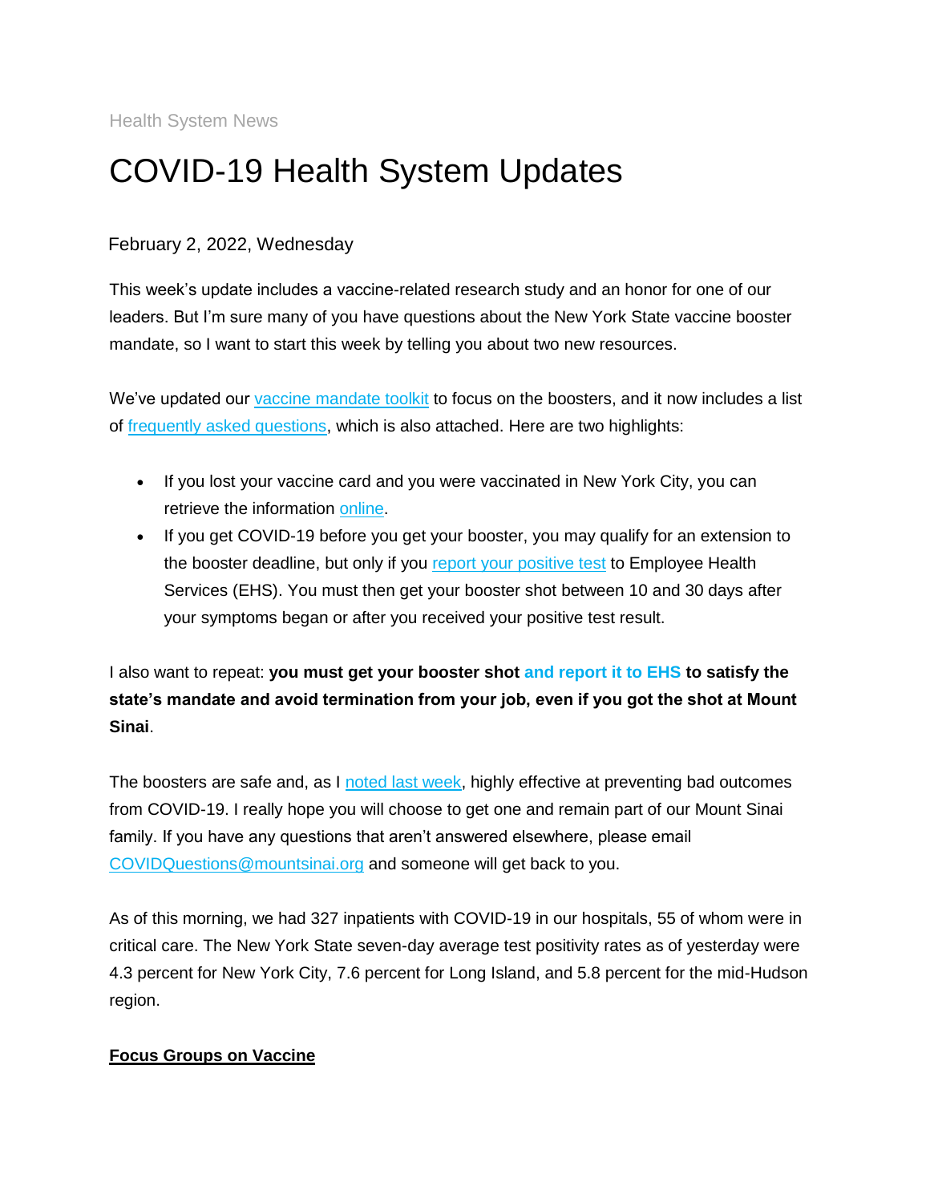Health System News

# COVID-19 Health System Updates

February 2, 2022, Wednesday

This week's update includes a vaccine-related research study and an honor for one of our leaders. But I'm sure many of you have questions about the New York State vaccine booster mandate, so I want to start this week by telling you about two new resources.

We've updated our vaccine mandate toolkit to focus on the boosters, and it now includes a list of frequently asked questions, which is also attached. Here are two highlights:

- If you lost your vaccine card and you were vaccinated in New York City, you can retrieve the information online.
- If you get COVID-19 before you get your booster, you may qualify for an extension to the booster deadline, but only if you report your positive test to Employee Health Services (EHS). You must then get your booster shot between 10 and 30 days after your symptoms began or after you received your positive test result.

I also want to repeat: **you must get your booster shot and report it to EHS to satisfy the state's mandate and avoid termination from your job, even if you got the shot at Mount Sinai**.

The boosters are safe and, as I noted last week, highly effective at preventing bad outcomes from COVID-19. I really hope you will choose to get one and remain part of our Mount Sinai family. If you have any questions that aren't answered elsewhere, please email COVIDQuestions@mountsinai.org and someone will get back to you.

As of this morning, we had 327 inpatients with COVID-19 in our hospitals, 55 of whom were in critical care. The New York State seven-day average test positivity rates as of yesterday were 4.3 percent for New York City, 7.6 percent for Long Island, and 5.8 percent for the mid-Hudson region.

## Focus Groups on Vaccine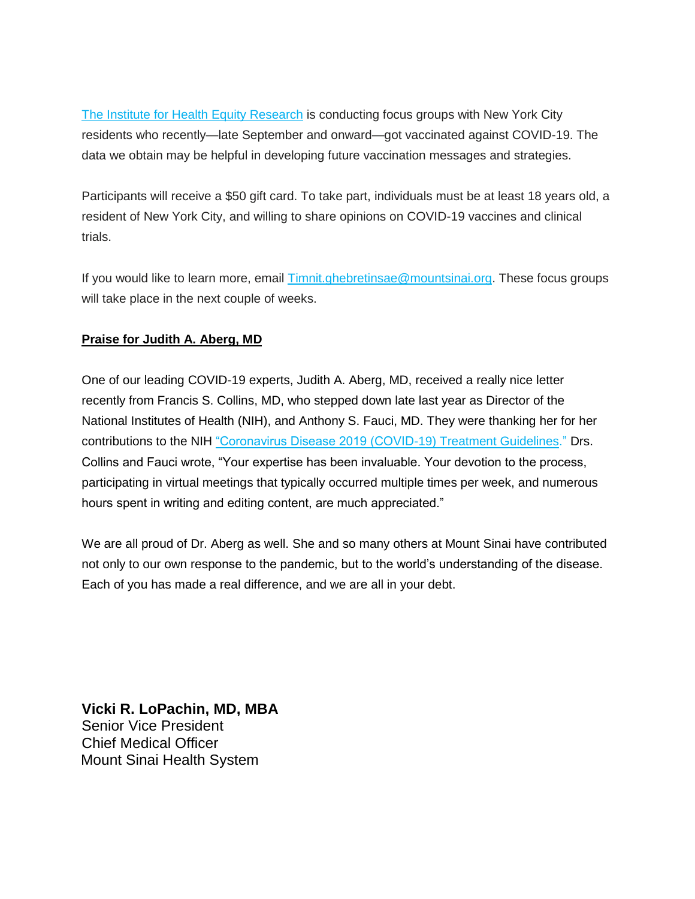[The Institute for Health Equity Research](#) is conducting focus groups with New York City residents who recently—late September and onward—got vaccinated against COVID-19. The data we obtain may be helpful in developing future vaccination messages and strategies.

Participants will receive a $50 gift card. To take part, individuals must be at least 18 years old, a resident of New York City, and willing to share opinions on COVID-19 vaccines and clinical trials.

If you would like to learn more, email Timnit.ghebretinsae@mountsinai.org. These focus groups will take place in the next couple of weeks.

**Praise for Judith A. Aberg, MD**

One of our leading COVID-19 experts, Judith A. Aberg, MD, received a really nice letter recently from Francis S. Collins, MD, who stepped down late last year as Director of the National Institutes of Health (NIH), and Anthony S. Fauci, MD. They were thanking her for her contributions to the NIH "Coronavirus Disease 2019 (COVID-19) Treatment Guidelines." Drs. Collins and Fauci wrote, "Your expertise has been invaluable. Your devotion to the process, participating in virtual meetings that typically occurred multiple times per week, and numerous hours spent in writing and editing content, are much appreciated."

We are all proud of Dr. Aberg as well. She and so many others at Mount Sinai have contributed not only to our own response to the pandemic, but to the world's understanding of the disease. Each of you has made a real difference, and we are all in your debt.

**Vicki R. LoPachin, MD, MBA**
Senior Vice President
Chief Medical Officer
Mount Sinai Health System